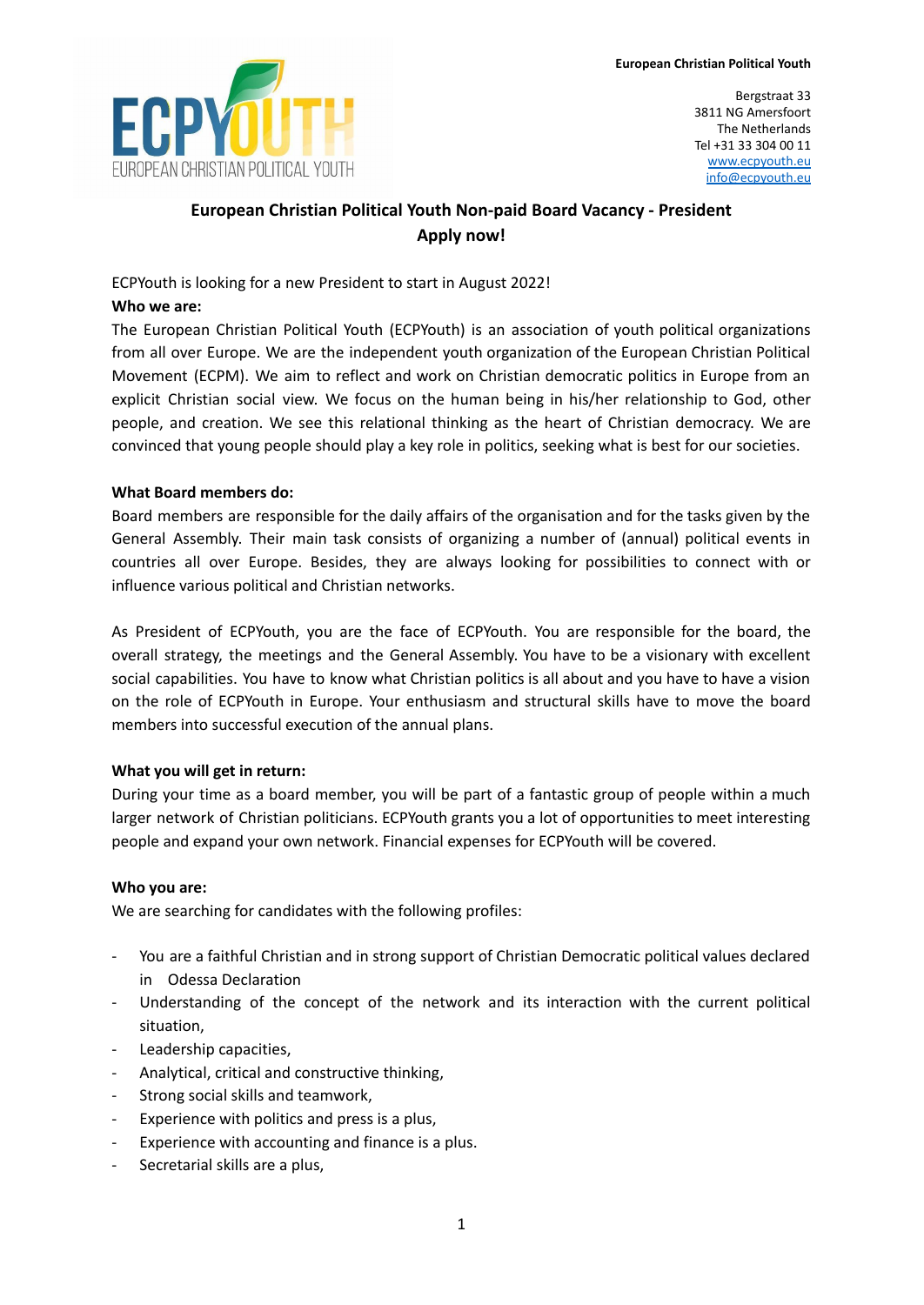**European Christian Political Youth**

Bergstraat 33
3811 NG Amersfoort
The Netherlands
Tel +31 33 304 00 11
www.ecpyouth.eu
info@ecpyouth.eu

## European Christian Political Youth Non-paid Board Vacancy - President

**Apply now!**

ECPYouth is looking for a new President to start in August 2022!

**Who we are:**

The European Christian Political Youth (ECPYouth) is an association of youth political organizations from all over Europe. We are the independent youth organization of the European Christian Political Movement (ECPM). We aim to reflect and work on Christian democratic politics in Europe from an explicit Christian social view. We focus on the human being in his/her relationship to God, other people, and creation. We see this relational thinking as the heart of Christian democracy. We are convinced that young people should play a key role in politics, seeking what is best for our societies.

**What Board members do:**

Board members are responsible for the daily affairs of the organisation and for the tasks given by the General Assembly. Their main task consists of organizing a number of (annual) political events in countries all over Europe. Besides, they are always looking for possibilities to connect with or influence various political and Christian networks.

As President of ECPYouth, you are the face of ECPYouth. You are responsible for the board, the overall strategy, the meetings and the General Assembly. You have to be a visionary with excellent social capabilities. You have to know what Christian politics is all about and you have to have a vision on the role of ECPYouth in Europe. Your enthusiasm and structural skills have to move the board members into successful execution of the annual plans.

**What you will get in return:**

During your time as a board member, you will be part of a fantastic group of people within a much larger network of Christian politicians. ECPYouth grants you a lot of opportunities to meet interesting people and expand your own network. Financial expenses for ECPYouth will be covered.

**Who you are:**

We are searching for candidates with the following profiles:

- You are a faithful Christian and in strong support of Christian Democratic political values declared in Odessa Declaration
- Understanding of the concept of the network and its interaction with the current political situation,
- Leadership capacities,
- Analytical, critical and constructive thinking,
- Strong social skills and teamwork,
- Experience with politics and press is a plus,
- Experience with accounting and finance is a plus.
- Secretarial skills are a plus,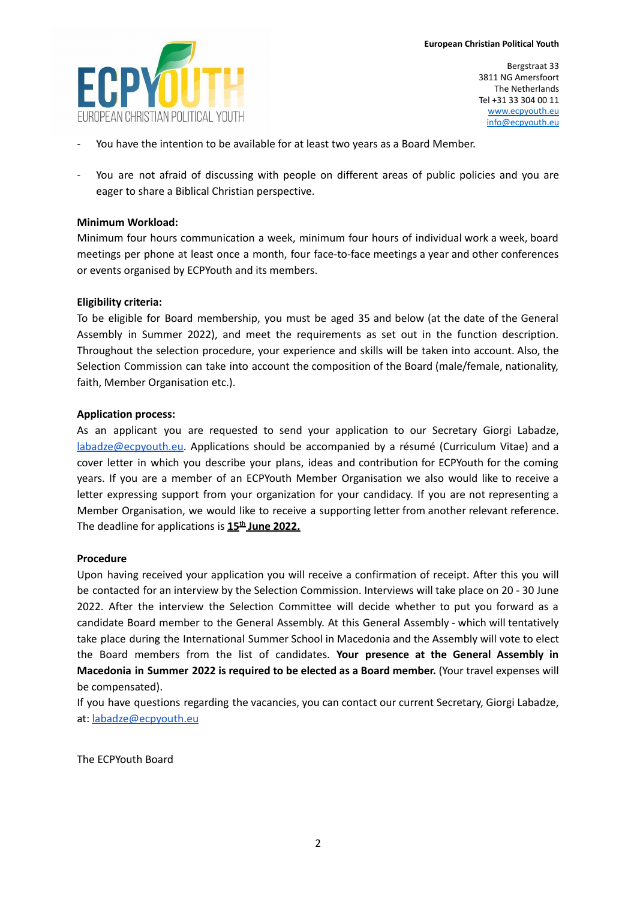- You have the intention to be available for at least two years as a Board Member.

- You are not afraid of discussing with people on different areas of public policies and you are eager to share a Biblical Christian perspective.

**Minimum Workload:**
Minimum four hours communication a week, minimum four hours of individual work a week, board meetings per phone at least once a month, four face-to-face meetings a year and other conferences or events organised by ECPYouth and its members.

**Eligibility criteria:**
To be eligible for Board membership, you must be aged 35 and below (at the date of the General Assembly in Summer 2022), and meet the requirements as set out in the function description. Throughout the selection procedure, your experience and skills will be taken into account. Also, the Selection Commission can take into account the composition of the Board (male/female, nationality, faith, Member Organisation etc.).

**Application process:**
As an applicant you are requested to send your application to our Secretary Giorgi Labadze, labadze@ecpyouth.eu. Applications should be accompanied by a résumé (Curriculum Vitae) and a cover letter in which you describe your plans, ideas and contribution for ECPYouth for the coming years. If you are a member of an ECPYouth Member Organisation we also would like to receive a letter expressing support from your organization for your candidacy. If you are not representing a Member Organisation, we would like to receive a supporting letter from another relevant reference. The deadline for applications is **15th June 2022.**

**Procedure**
Upon having received your application you will receive a confirmation of receipt. After this you will be contacted for an interview by the Selection Commission. Interviews will take place on 20 - 30 June 2022. After the interview the Selection Committee will decide whether to put you forward as a candidate Board member to the General Assembly. At this General Assembly - which will tentatively take place during the International Summer School in Macedonia and the Assembly will vote to elect the Board members from the list of candidates. **Your presence at the General Assembly in Macedonia in Summer 2022 is required to be elected as a Board member.** (Your travel expenses will be compensated).
If you have questions regarding the vacancies, you can contact our current Secretary, Giorgi Labadze, at: labadze@ecpyouth.eu

The ECPYouth Board